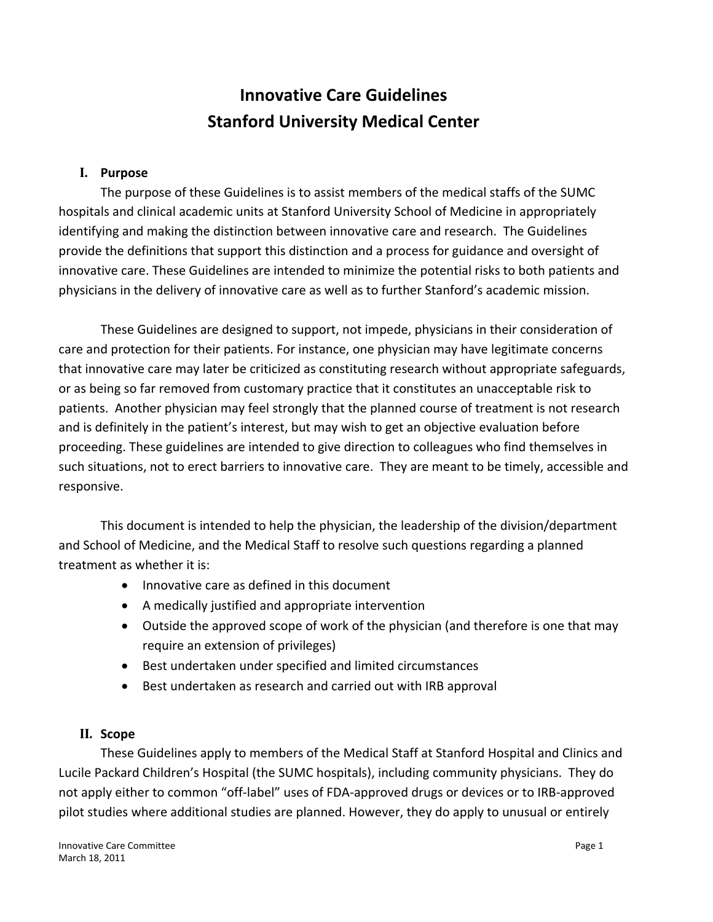# Innovative Care Guidelines
# Stanford University Medical Center

## I. Purpose

The purpose of these Guidelines is to assist members of the medical staffs of the SUMC hospitals and clinical academic units at Stanford University School of Medicine in appropriately identifying and making the distinction between innovative care and research. The Guidelines provide the definitions that support this distinction and a process for guidance and oversight of innovative care. These Guidelines are intended to minimize the potential risks to both patients and physicians in the delivery of innovative care as well as to further Stanford's academic mission.

These Guidelines are designed to support, not impede, physicians in their consideration of care and protection for their patients. For instance, one physician may have legitimate concerns that innovative care may later be criticized as constituting research without appropriate safeguards, or as being so far removed from customary practice that it constitutes an unacceptable risk to patients. Another physician may feel strongly that the planned course of treatment is not research and is definitely in the patient's interest, but may wish to get an objective evaluation before proceeding. These guidelines are intended to give direction to colleagues who find themselves in such situations, not to erect barriers to innovative care. They are meant to be timely, accessible and responsive.

This document is intended to help the physician, the leadership of the division/department and School of Medicine, and the Medical Staff to resolve such questions regarding a planned treatment as whether it is:

- Innovative care as defined in this document
- A medically justified and appropriate intervention
- Outside the approved scope of work of the physician (and therefore is one that may require an extension of privileges)
- Best undertaken under specified and limited circumstances
- Best undertaken as research and carried out with IRB approval

## II. Scope

These Guidelines apply to members of the Medical Staff at Stanford Hospital and Clinics and Lucile Packard Children's Hospital (the SUMC hospitals), including community physicians. They do not apply either to common "off-label" uses of FDA-approved drugs or devices or to IRB-approved pilot studies where additional studies are planned. However, they do apply to unusual or entirely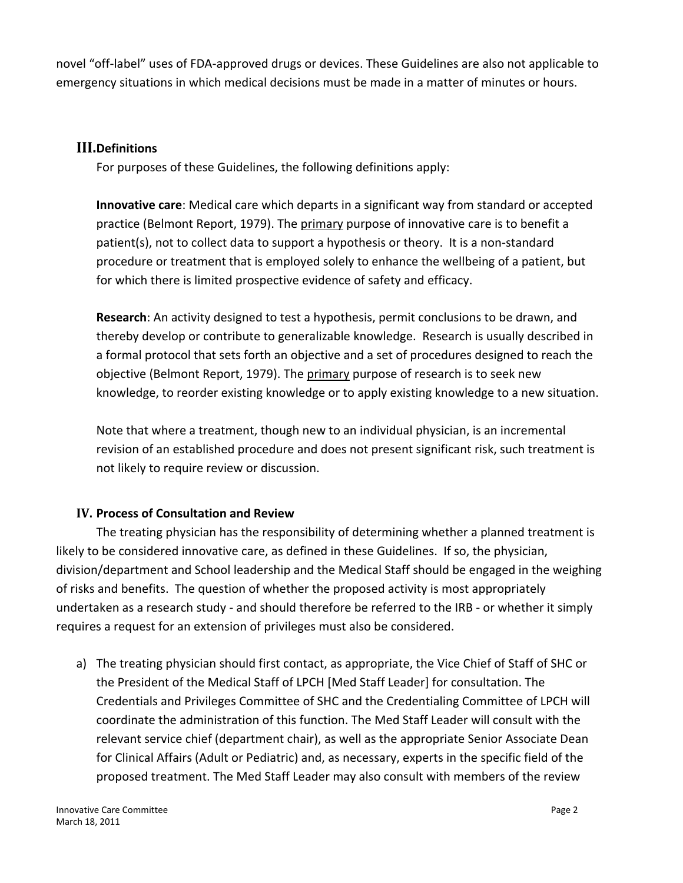novel "off-label" uses of FDA-approved drugs or devices. These Guidelines are also not applicable to emergency situations in which medical decisions must be made in a matter of minutes or hours.

## III. Definitions

For purposes of these Guidelines, the following definitions apply:

**Innovative care**: Medical care which departs in a significant way from standard or accepted practice (Belmont Report, 1979). The <u>primary</u> purpose of innovative care is to benefit a patient(s), not to collect data to support a hypothesis or theory. It is a non-standard procedure or treatment that is employed solely to enhance the wellbeing of a patient, but for which there is limited prospective evidence of safety and efficacy.

**Research**: An activity designed to test a hypothesis, permit conclusions to be drawn, and thereby develop or contribute to generalizable knowledge. Research is usually described in a formal protocol that sets forth an objective and a set of procedures designed to reach the objective (Belmont Report, 1979). The <u>primary</u> purpose of research is to seek new knowledge, to reorder existing knowledge or to apply existing knowledge to a new situation.

Note that where a treatment, though new to an individual physician, is an incremental revision of an established procedure and does not present significant risk, such treatment is not likely to require review or discussion.

## IV. Process of Consultation and Review

The treating physician has the responsibility of determining whether a planned treatment is likely to be considered innovative care, as defined in these Guidelines. If so, the physician, division/department and School leadership and the Medical Staff should be engaged in the weighing of risks and benefits. The question of whether the proposed activity is most appropriately undertaken as a research study - and should therefore be referred to the IRB - or whether it simply requires a request for an extension of privileges must also be considered.

a) The treating physician should first contact, as appropriate, the Vice Chief of Staff of SHC or the President of the Medical Staff of LPCH [Med Staff Leader] for consultation. The Credentials and Privileges Committee of SHC and the Credentialing Committee of LPCH will coordinate the administration of this function. The Med Staff Leader will consult with the relevant service chief (department chair), as well as the appropriate Senior Associate Dean for Clinical Affairs (Adult or Pediatric) and, as necessary, experts in the specific field of the proposed treatment. The Med Staff Leader may also consult with members of the review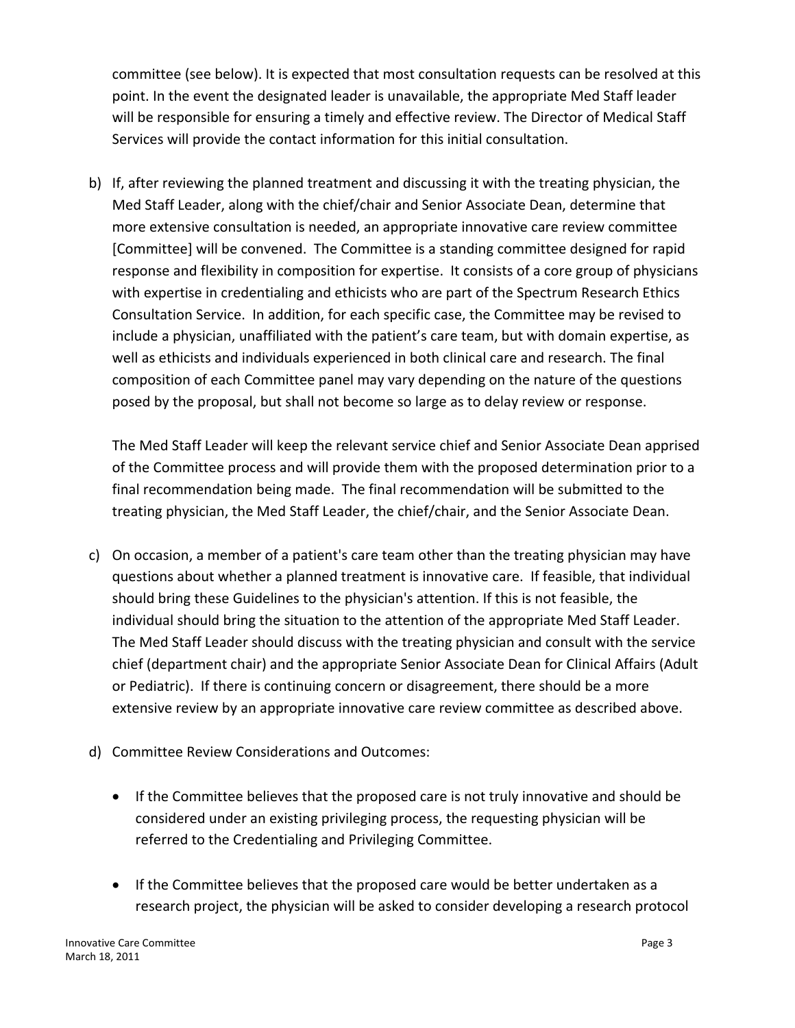committee (see below). It is expected that most consultation requests can be resolved at this point. In the event the designated leader is unavailable, the appropriate Med Staff leader will be responsible for ensuring a timely and effective review. The Director of Medical Staff Services will provide the contact information for this initial consultation.

b) If, after reviewing the planned treatment and discussing it with the treating physician, the Med Staff Leader, along with the chief/chair and Senior Associate Dean, determine that more extensive consultation is needed, an appropriate innovative care review committee [Committee] will be convened. The Committee is a standing committee designed for rapid response and flexibility in composition for expertise. It consists of a core group of physicians with expertise in credentialing and ethicists who are part of the Spectrum Research Ethics Consultation Service. In addition, for each specific case, the Committee may be revised to include a physician, unaffiliated with the patient's care team, but with domain expertise, as well as ethicists and individuals experienced in both clinical care and research. The final composition of each Committee panel may vary depending on the nature of the questions posed by the proposal, but shall not become so large as to delay review or response.

   The Med Staff Leader will keep the relevant service chief and Senior Associate Dean apprised of the Committee process and will provide them with the proposed determination prior to a final recommendation being made. The final recommendation will be submitted to the treating physician, the Med Staff Leader, the chief/chair, and the Senior Associate Dean.

c) On occasion, a member of a patient's care team other than the treating physician may have questions about whether a planned treatment is innovative care. If feasible, that individual should bring these Guidelines to the physician's attention. If this is not feasible, the individual should bring the situation to the attention of the appropriate Med Staff Leader. The Med Staff Leader should discuss with the treating physician and consult with the service chief (department chair) and the appropriate Senior Associate Dean for Clinical Affairs (Adult or Pediatric). If there is continuing concern or disagreement, there should be a more extensive review by an appropriate innovative care review committee as described above.

d) Committee Review Considerations and Outcomes:

   - If the Committee believes that the proposed care is not truly innovative and should be considered under an existing privileging process, the requesting physician will be referred to the Credentialing and Privileging Committee.

   - If the Committee believes that the proposed care would be better undertaken as a research project, the physician will be asked to consider developing a research protocol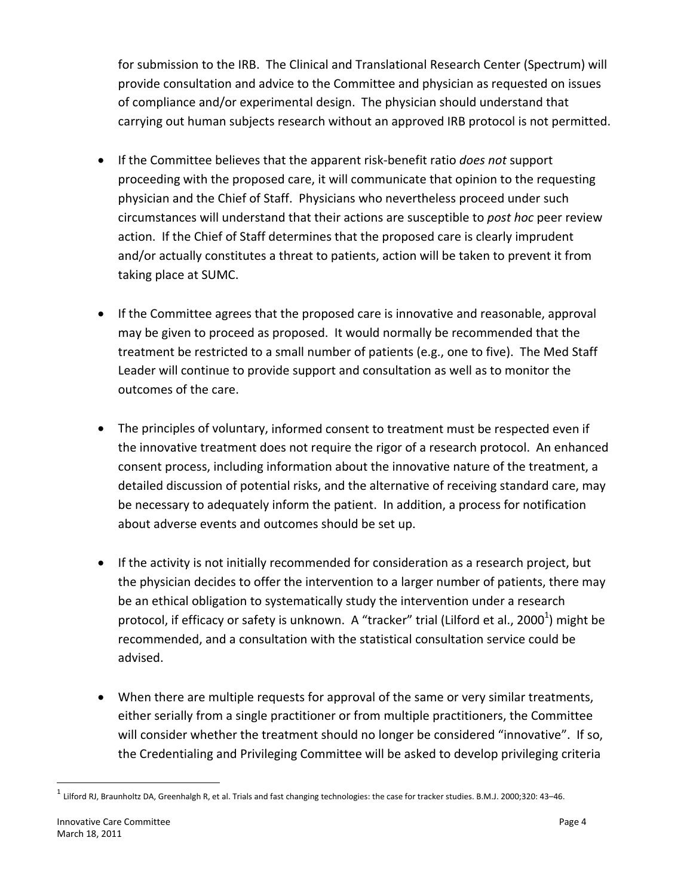for submission to the IRB. The Clinical and Translational Research Center (Spectrum) will provide consultation and advice to the Committee and physician as requested on issues of compliance and/or experimental design. The physician should understand that carrying out human subjects research without an approved IRB protocol is not permitted.

- If the Committee believes that the apparent risk-benefit ratio *does not* support proceeding with the proposed care, it will communicate that opinion to the requesting physician and the Chief of Staff. Physicians who nevertheless proceed under such circumstances will understand that their actions are susceptible to *post hoc* peer review action. If the Chief of Staff determines that the proposed care is clearly imprudent and/or actually constitutes a threat to patients, action will be taken to prevent it from taking place at SUMC.

- If the Committee agrees that the proposed care is innovative and reasonable, approval may be given to proceed as proposed. It would normally be recommended that the treatment be restricted to a small number of patients (e.g., one to five). The Med Staff Leader will continue to provide support and consultation as well as to monitor the outcomes of the care.

- The principles of voluntary, informed consent to treatment must be respected even if the innovative treatment does not require the rigor of a research protocol. An enhanced consent process, including information about the innovative nature of the treatment, a detailed discussion of potential risks, and the alternative of receiving standard care, may be necessary to adequately inform the patient. In addition, a process for notification about adverse events and outcomes should be set up.

- If the activity is not initially recommended for consideration as a research project, but the physician decides to offer the intervention to a larger number of patients, there may be an ethical obligation to systematically study the intervention under a research protocol, if efficacy or safety is unknown. A "tracker" trial (Lilford et al., 2000[1]) might be recommended, and a consultation with the statistical consultation service could be advised.

- When there are multiple requests for approval of the same or very similar treatments, either serially from a single practitioner or from multiple practitioners, the Committee will consider whether the treatment should no longer be considered "innovative". If so, the Credentialing and Privileging Committee will be asked to develop privileging criteria

[1] Lilford RJ, Braunholtz DA, Greenhalgh R, et al. Trials and fast changing technologies: the case for tracker studies. B.M.J. 2000;320: 43–46.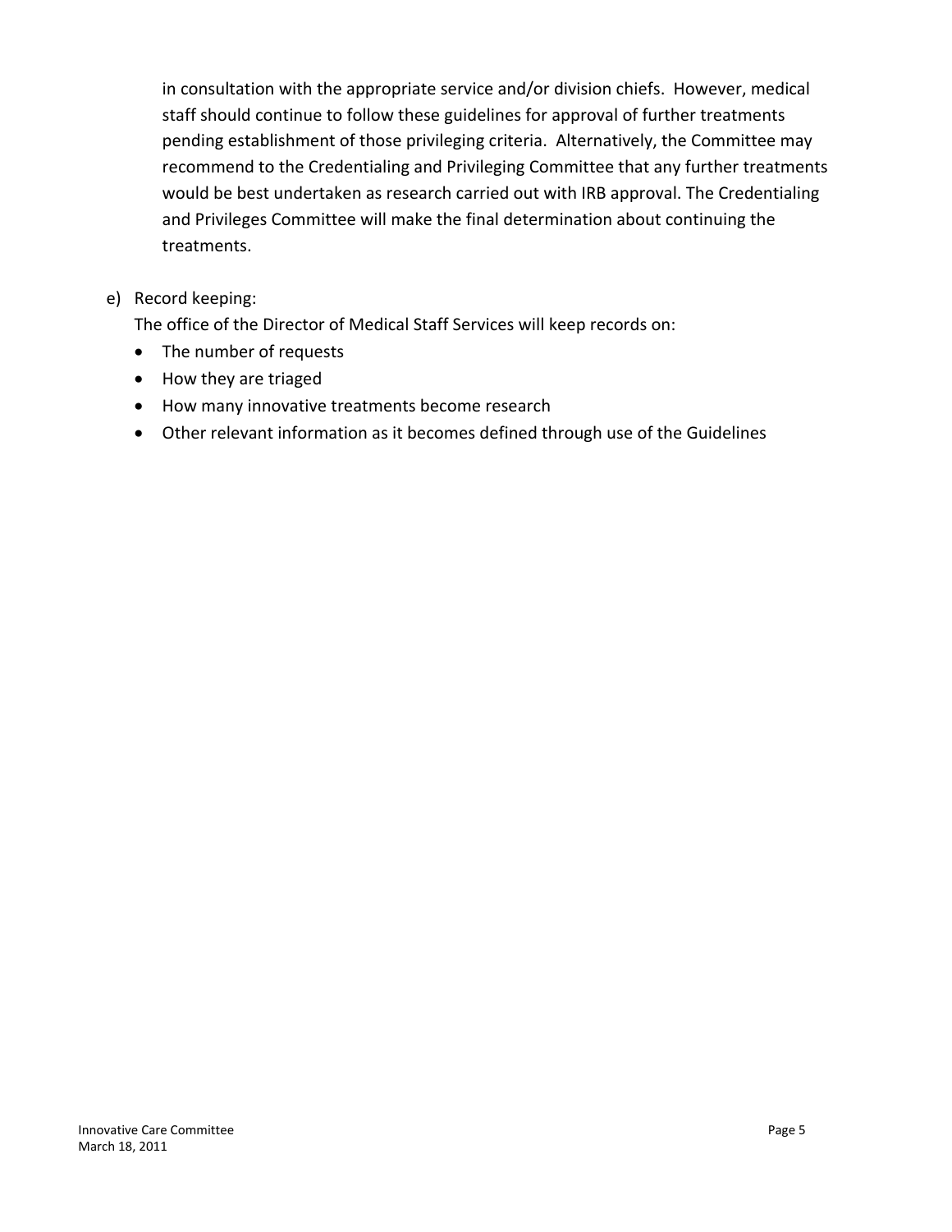in consultation with the appropriate service and/or division chiefs. However, medical staff should continue to follow these guidelines for approval of further treatments pending establishment of those privileging criteria. Alternatively, the Committee may recommend to the Credentialing and Privileging Committee that any further treatments would be best undertaken as research carried out with IRB approval. The Credentialing and Privileges Committee will make the final determination about continuing the treatments.

e) Record keeping:

The office of the Director of Medical Staff Services will keep records on:

- The number of requests
- How they are triaged
- How many innovative treatments become research
- Other relevant information as it becomes defined through use of the Guidelines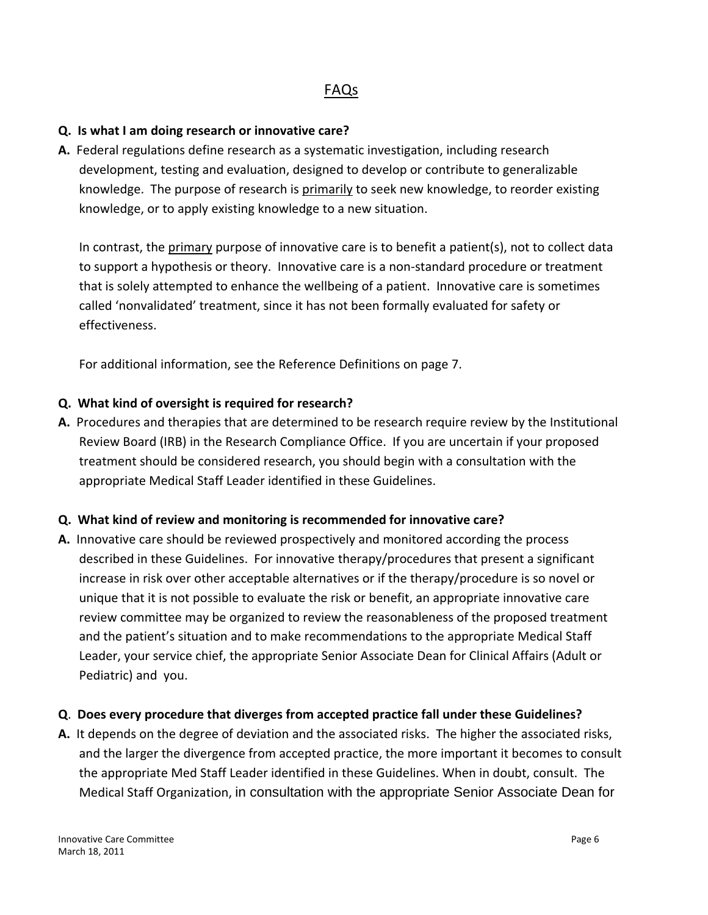## FAQs

**Q. Is what I am doing research or innovative care?**

**A.** Federal regulations define research as a systematic investigation, including research development, testing and evaluation, designed to develop or contribute to generalizable knowledge. The purpose of research is primarily to seek new knowledge, to reorder existing knowledge, or to apply existing knowledge to a new situation.

In contrast, the primary purpose of innovative care is to benefit a patient(s), not to collect data to support a hypothesis or theory. Innovative care is a non-standard procedure or treatment that is solely attempted to enhance the wellbeing of a patient. Innovative care is sometimes called 'nonvalidated' treatment, since it has not been formally evaluated for safety or effectiveness.

For additional information, see the Reference Definitions on page 7.

**Q. What kind of oversight is required for research?**

**A.** Procedures and therapies that are determined to be research require review by the Institutional Review Board (IRB) in the Research Compliance Office. If you are uncertain if your proposed treatment should be considered research, you should begin with a consultation with the appropriate Medical Staff Leader identified in these Guidelines.

**Q. What kind of review and monitoring is recommended for innovative care?**

**A.** Innovative care should be reviewed prospectively and monitored according the process described in these Guidelines. For innovative therapy/procedures that present a significant increase in risk over other acceptable alternatives or if the therapy/procedure is so novel or unique that it is not possible to evaluate the risk or benefit, an appropriate innovative care review committee may be organized to review the reasonableness of the proposed treatment and the patient's situation and to make recommendations to the appropriate Medical Staff Leader, your service chief, the appropriate Senior Associate Dean for Clinical Affairs (Adult or Pediatric) and you.

**Q. Does every procedure that diverges from accepted practice fall under these Guidelines?**

**A.** It depends on the degree of deviation and the associated risks. The higher the associated risks, and the larger the divergence from accepted practice, the more important it becomes to consult the appropriate Med Staff Leader identified in these Guidelines. When in doubt, consult. The Medical Staff Organization, in consultation with the appropriate Senior Associate Dean for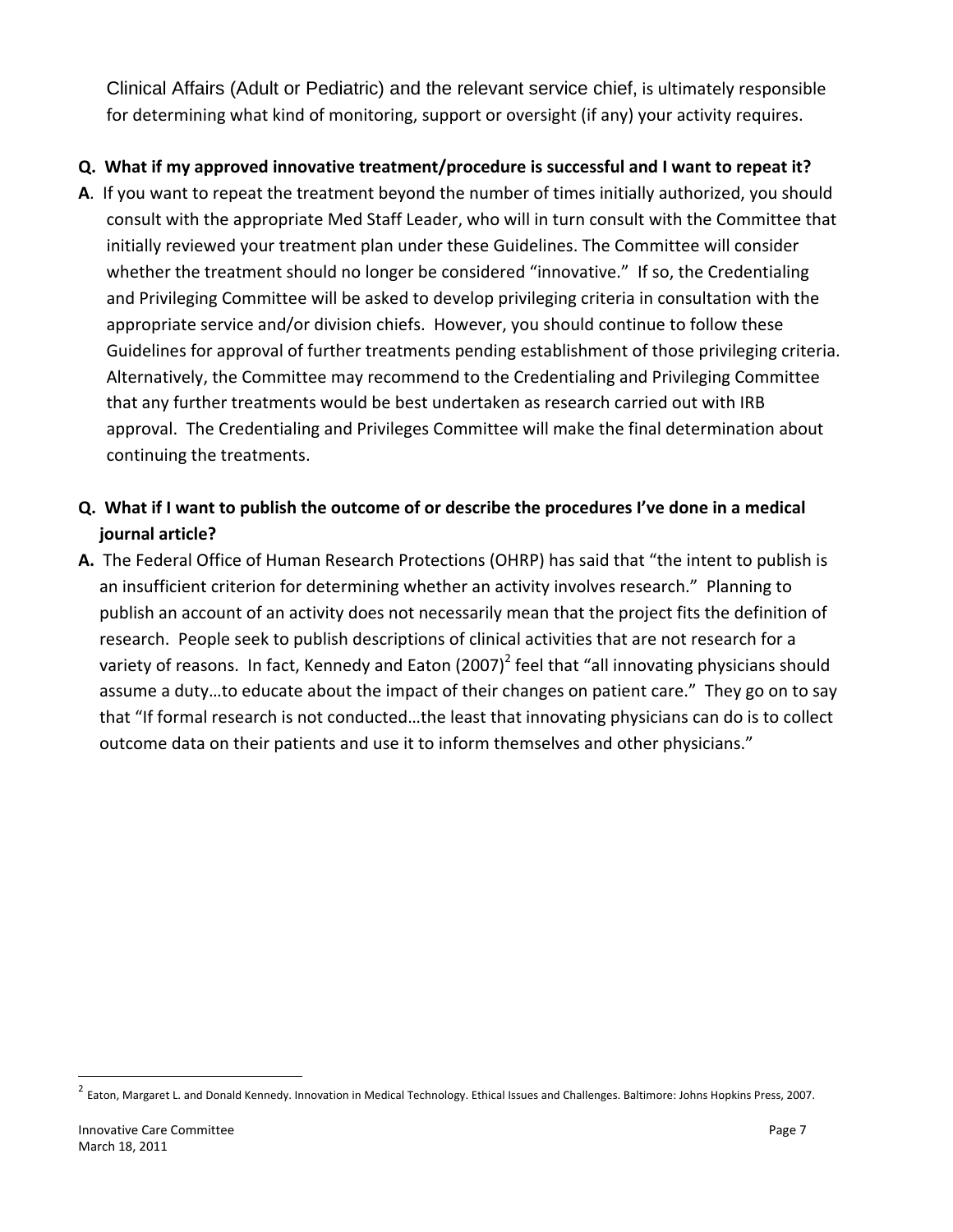Clinical Affairs (Adult or Pediatric) and the relevant service chief, is ultimately responsible for determining what kind of monitoring, support or oversight (if any) your activity requires.

**Q. What if my approved innovative treatment/procedure is successful and I want to repeat it?**

**A**. If you want to repeat the treatment beyond the number of times initially authorized, you should consult with the appropriate Med Staff Leader, who will in turn consult with the Committee that initially reviewed your treatment plan under these Guidelines. The Committee will consider whether the treatment should no longer be considered "innovative." If so, the Credentialing and Privileging Committee will be asked to develop privileging criteria in consultation with the appropriate service and/or division chiefs. However, you should continue to follow these Guidelines for approval of further treatments pending establishment of those privileging criteria. Alternatively, the Committee may recommend to the Credentialing and Privileging Committee that any further treatments would be best undertaken as research carried out with IRB approval. The Credentialing and Privileges Committee will make the final determination about continuing the treatments.

**Q. What if I want to publish the outcome of or describe the procedures I've done in a medical journal article?**

**A.** The Federal Office of Human Research Protections (OHRP) has said that "the intent to publish is an insufficient criterion for determining whether an activity involves research." Planning to publish an account of an activity does not necessarily mean that the project fits the definition of research. People seek to publish descriptions of clinical activities that are not research for a variety of reasons. In fact, Kennedy and Eaton (2007)[2] feel that "all innovating physicians should assume a duty…to educate about the impact of their changes on patient care." They go on to say that "If formal research is not conducted…the least that innovating physicians can do is to collect outcome data on their patients and use it to inform themselves and other physicians."

---

[2] Eaton, Margaret L. and Donald Kennedy. Innovation in Medical Technology. Ethical Issues and Challenges. Baltimore: Johns Hopkins Press, 2007.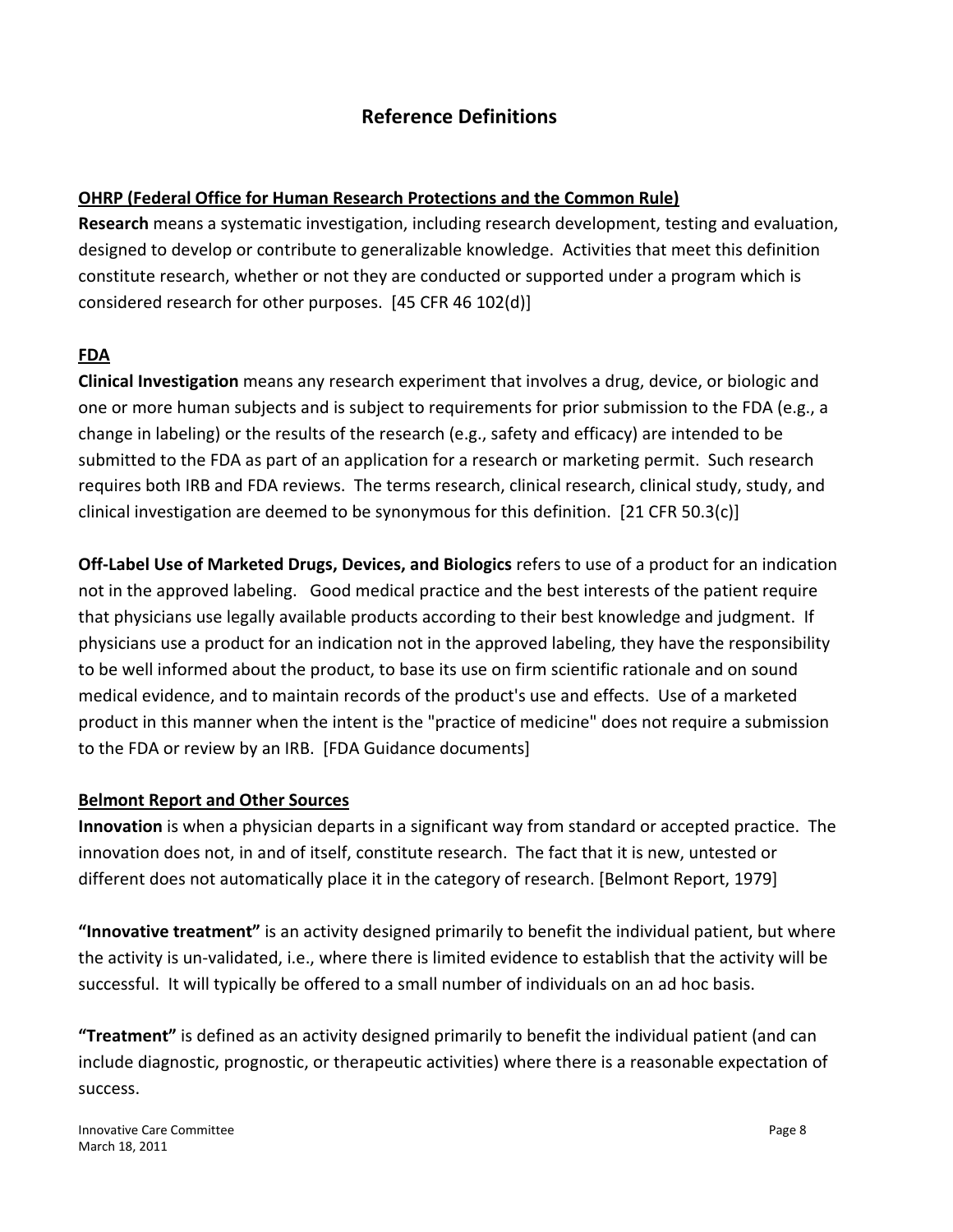## Reference Definitions

**OHRP (Federal Office for Human Research Protections and the Common Rule)**

**Research** means a systematic investigation, including research development, testing and evaluation, designed to develop or contribute to generalizable knowledge. Activities that meet this definition constitute research, whether or not they are conducted or supported under a program which is considered research for other purposes. [45 CFR 46 102(d)]

**FDA**

**Clinical Investigation** means any research experiment that involves a drug, device, or biologic and one or more human subjects and is subject to requirements for prior submission to the FDA (e.g., a change in labeling) or the results of the research (e.g., safety and efficacy) are intended to be submitted to the FDA as part of an application for a research or marketing permit. Such research requires both IRB and FDA reviews. The terms research, clinical research, clinical study, study, and clinical investigation are deemed to be synonymous for this definition. [21 CFR 50.3(c)]

**Off-Label Use of Marketed Drugs, Devices, and Biologics** refers to use of a product for an indication not in the approved labeling. Good medical practice and the best interests of the patient require that physicians use legally available products according to their best knowledge and judgment. If physicians use a product for an indication not in the approved labeling, they have the responsibility to be well informed about the product, to base its use on firm scientific rationale and on sound medical evidence, and to maintain records of the product's use and effects. Use of a marketed product in this manner when the intent is the "practice of medicine" does not require a submission to the FDA or review by an IRB. [FDA Guidance documents]

**Belmont Report and Other Sources**

**Innovation** is when a physician departs in a significant way from standard or accepted practice. The innovation does not, in and of itself, constitute research. The fact that it is new, untested or different does not automatically place it in the category of research. [Belmont Report, 1979]

**"Innovative treatment"** is an activity designed primarily to benefit the individual patient, but where the activity is un-validated, i.e., where there is limited evidence to establish that the activity will be successful. It will typically be offered to a small number of individuals on an ad hoc basis.

**"Treatment"** is defined as an activity designed primarily to benefit the individual patient (and can include diagnostic, prognostic, or therapeutic activities) where there is a reasonable expectation of success.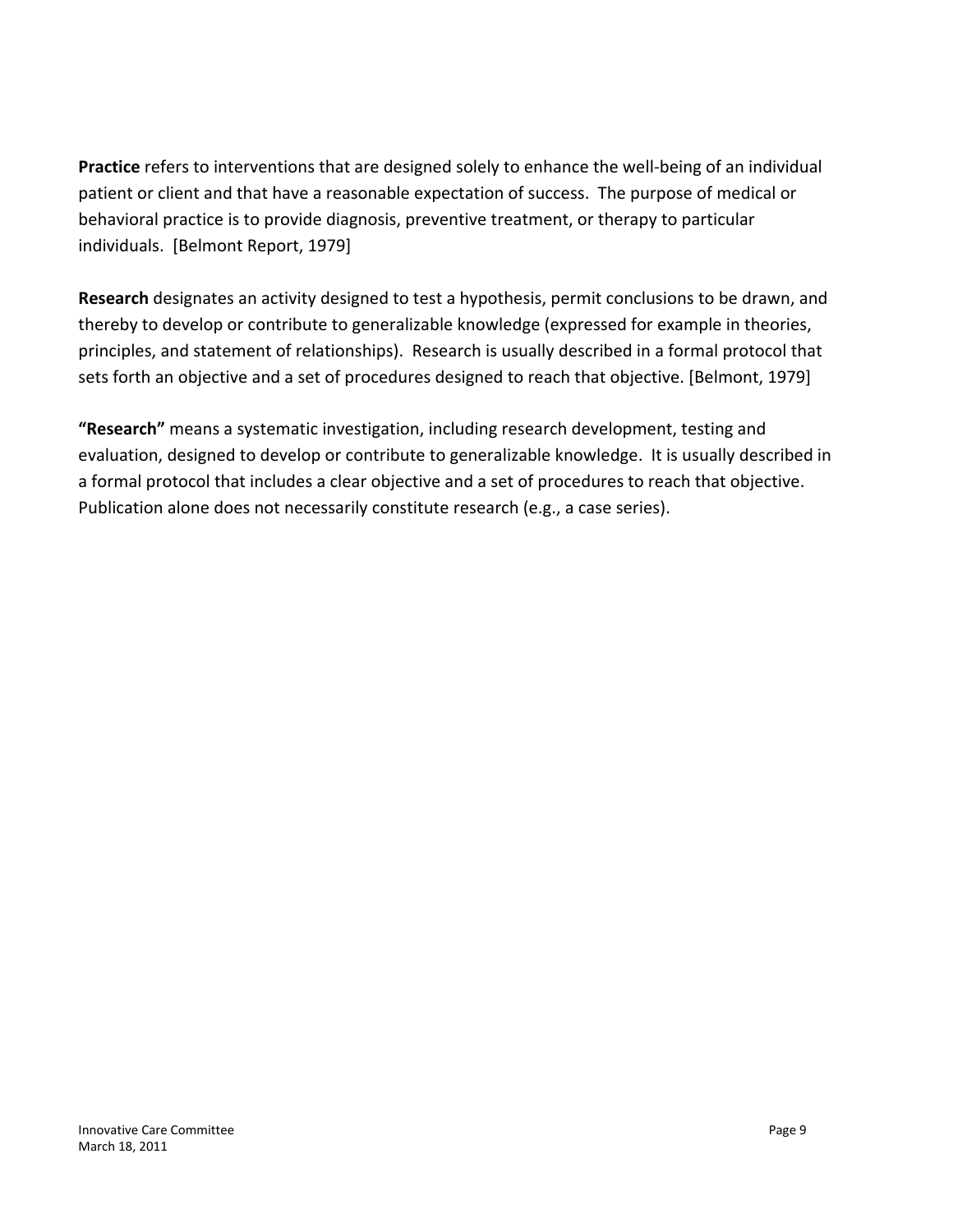**Practice** refers to interventions that are designed solely to enhance the well-being of an individual patient or client and that have a reasonable expectation of success. The purpose of medical or behavioral practice is to provide diagnosis, preventive treatment, or therapy to particular individuals. [Belmont Report, 1979]

**Research** designates an activity designed to test a hypothesis, permit conclusions to be drawn, and thereby to develop or contribute to generalizable knowledge (expressed for example in theories, principles, and statement of relationships). Research is usually described in a formal protocol that sets forth an objective and a set of procedures designed to reach that objective. [Belmont, 1979]

**"Research"** means a systematic investigation, including research development, testing and evaluation, designed to develop or contribute to generalizable knowledge. It is usually described in a formal protocol that includes a clear objective and a set of procedures to reach that objective. Publication alone does not necessarily constitute research (e.g., a case series).